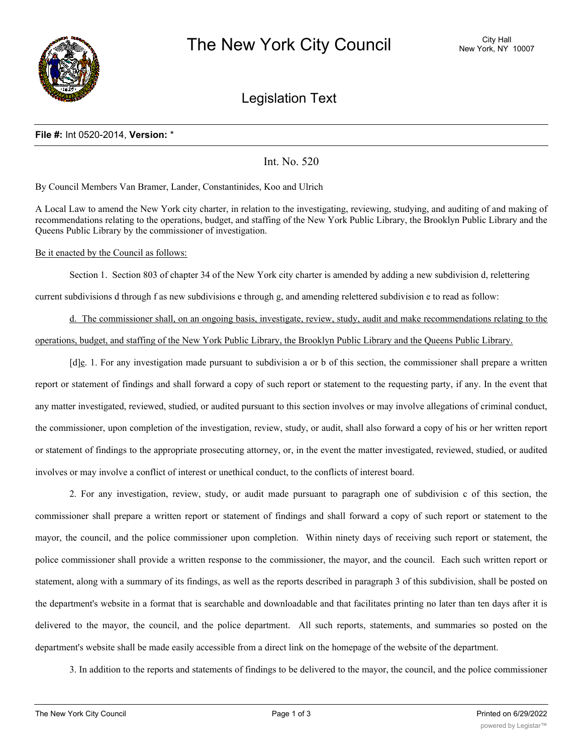# The New York City Council

City Hall
New York, NY 10007

## Legislation Text

**File #:** Int 0520-2014, **Version:** *

Int. No. 520

By Council Members Van Bramer, Lander, Constantinides, Koo and Ulrich

A Local Law to amend the New York city charter, in relation to the investigating, reviewing, studying, and auditing of and making of recommendations relating to the operations, budget, and staffing of the New York Public Library, the Brooklyn Public Library and the Queens Public Library by the commissioner of investigation.

Be it enacted by the Council as follows:

Section 1. Section 803 of chapter 34 of the New York city charter is amended by adding a new subdivision d, relettering current subdivisions d through f as new subdivisions e through g, and amending relettered subdivision e to read as follow:

d. The commissioner shall, on an ongoing basis, investigate, review, study, audit and make recommendations relating to the operations, budget, and staffing of the New York Public Library, the Brooklyn Public Library and the Queens Public Library.

[d]e. 1. For any investigation made pursuant to subdivision a or b of this section, the commissioner shall prepare a written report or statement of findings and shall forward a copy of such report or statement to the requesting party, if any. In the event that any matter investigated, reviewed, studied, or audited pursuant to this section involves or may involve allegations of criminal conduct, the commissioner, upon completion of the investigation, review, study, or audit, shall also forward a copy of his or her written report or statement of findings to the appropriate prosecuting attorney, or, in the event the matter investigated, reviewed, studied, or audited involves or may involve a conflict of interest or unethical conduct, to the conflicts of interest board.

2. For any investigation, review, study, or audit made pursuant to paragraph one of subdivision c of this section, the commissioner shall prepare a written report or statement of findings and shall forward a copy of such report or statement to the mayor, the council, and the police commissioner upon completion. Within ninety days of receiving such report or statement, the police commissioner shall provide a written response to the commissioner, the mayor, and the council. Each such written report or statement, along with a summary of its findings, as well as the reports described in paragraph 3 of this subdivision, shall be posted on the department's website in a format that is searchable and downloadable and that facilitates printing no later than ten days after it is delivered to the mayor, the council, and the police department. All such reports, statements, and summaries so posted on the department's website shall be made easily accessible from a direct link on the homepage of the website of the department.

3. In addition to the reports and statements of findings to be delivered to the mayor, the council, and the police commissioner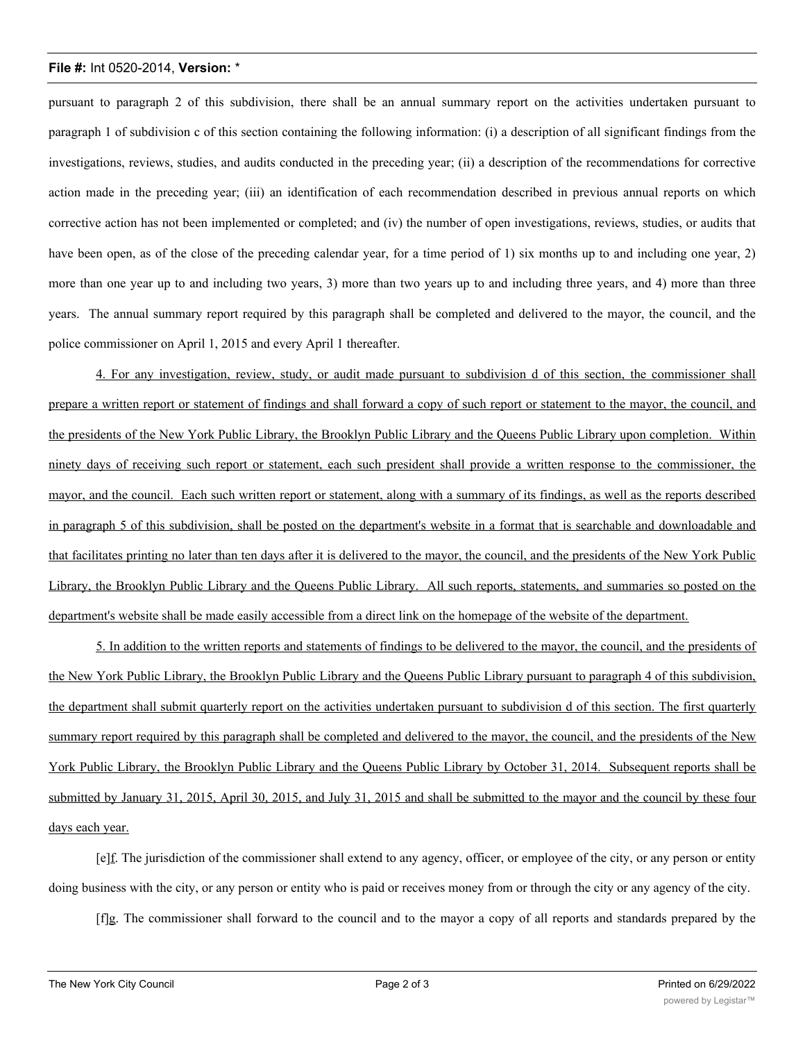pursuant to paragraph 2 of this subdivision, there shall be an annual summary report on the activities undertaken pursuant to paragraph 1 of subdivision c of this section containing the following information: (i) a description of all significant findings from the investigations, reviews, studies, and audits conducted in the preceding year; (ii) a description of the recommendations for corrective action made in the preceding year; (iii) an identification of each recommendation described in previous annual reports on which corrective action has not been implemented or completed; and (iv) the number of open investigations, reviews, studies, or audits that have been open, as of the close of the preceding calendar year, for a time period of 1) six months up to and including one year, 2) more than one year up to and including two years, 3) more than two years up to and including three years, and 4) more than three years. The annual summary report required by this paragraph shall be completed and delivered to the mayor, the council, and the police commissioner on April 1, 2015 and every April 1 thereafter.

4. For any investigation, review, study, or audit made pursuant to subdivision d of this section, the commissioner shall prepare a written report or statement of findings and shall forward a copy of such report or statement to the mayor, the council, and the presidents of the New York Public Library, the Brooklyn Public Library and the Queens Public Library upon completion. Within ninety days of receiving such report or statement, each such president shall provide a written response to the commissioner, the mayor, and the council. Each such written report or statement, along with a summary of its findings, as well as the reports described in paragraph 5 of this subdivision, shall be posted on the department's website in a format that is searchable and downloadable and that facilitates printing no later than ten days after it is delivered to the mayor, the council, and the presidents of the New York Public Library, the Brooklyn Public Library and the Queens Public Library. All such reports, statements, and summaries so posted on the department's website shall be made easily accessible from a direct link on the homepage of the website of the department.

5. In addition to the written reports and statements of findings to be delivered to the mayor, the council, and the presidents of the New York Public Library, the Brooklyn Public Library and the Queens Public Library pursuant to paragraph 4 of this subdivision, the department shall submit quarterly report on the activities undertaken pursuant to subdivision d of this section. The first quarterly summary report required by this paragraph shall be completed and delivered to the mayor, the council, and the presidents of the New York Public Library, the Brooklyn Public Library and the Queens Public Library by October 31, 2014. Subsequent reports shall be submitted by January 31, 2015, April 30, 2015, and July 31, 2015 and shall be submitted to the mayor and the council by these four days each year.

[e]f. The jurisdiction of the commissioner shall extend to any agency, officer, or employee of the city, or any person or entity doing business with the city, or any person or entity who is paid or receives money from or through the city or any agency of the city.

[f]g. The commissioner shall forward to the council and to the mayor a copy of all reports and standards prepared by the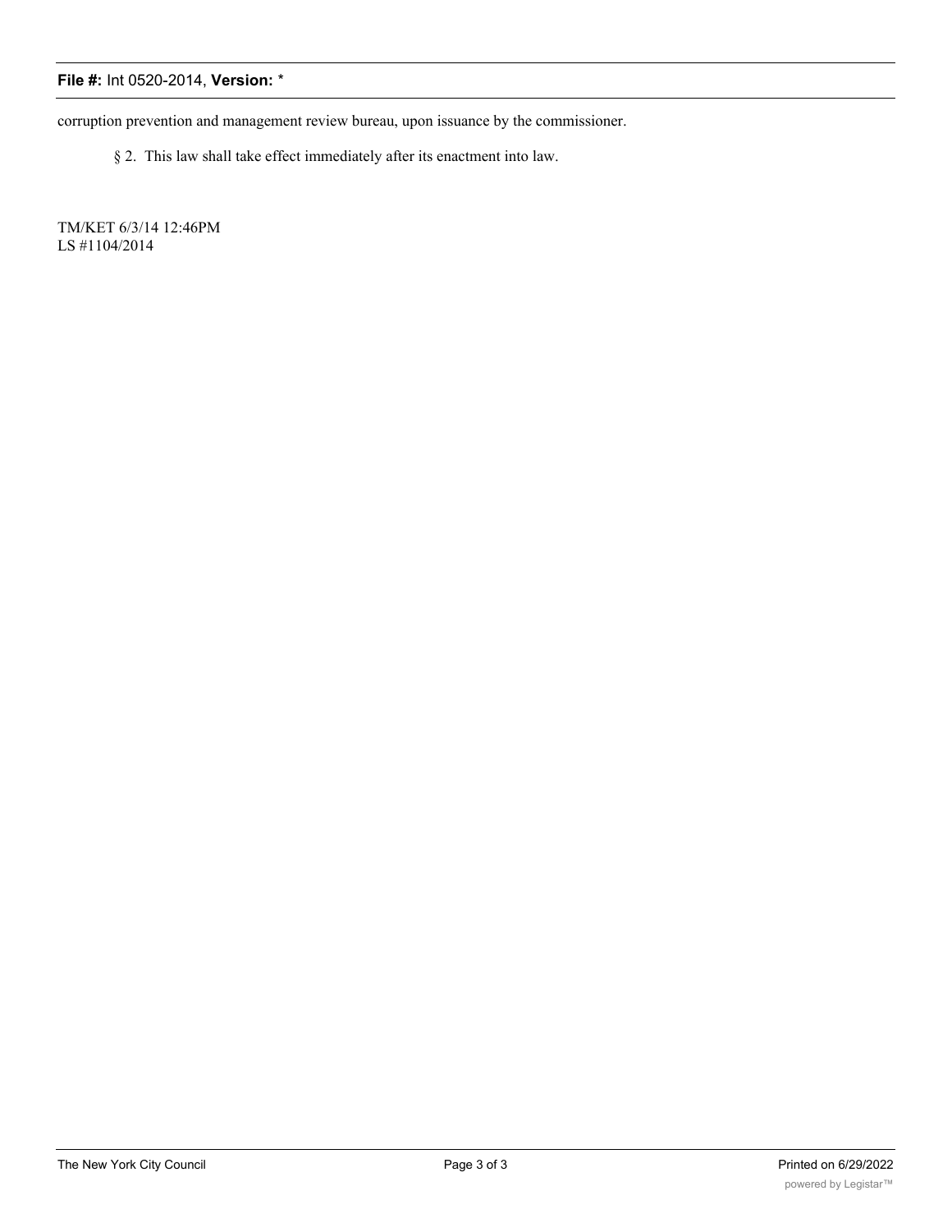corruption prevention and management review bureau, upon issuance by the commissioner.

§ 2. This law shall take effect immediately after its enactment into law.

TM/KET 6/3/14 12:46PM
LS #1104/2014